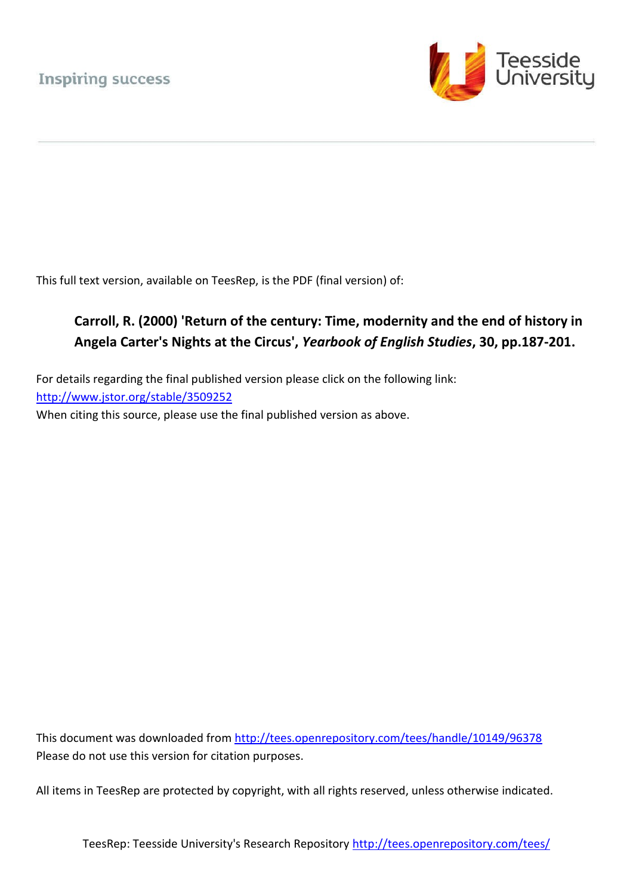Inspiring success

Teesside University

This full text version, available on TeesRep, is the PDF (final version) of:

**Carroll, R. (2000) 'Return of the century: Time, modernity and the end of history in Angela Carter's Nights at the Circus', *Yearbook of English Studies*, 30, pp.187-201.**

For details regarding the final published version please click on the following link:
[http://www.jstor.org/stable/3509252](http://www.jstor.org/stable/3509252)
When citing this source, please use the final published version as above.

This document was downloaded from [http://tees.openrepository.com/tees/handle/10149/96378](http://tees.openrepository.com/tees/handle/10149/96378)
Please do not use this version for citation purposes.

All items in TeesRep are protected by copyright, with all rights reserved, unless otherwise indicated.

TeesRep: Teesside University's Research Repository [http://tees.openrepository.com/tees/](http://tees.openrepository.com/tees/)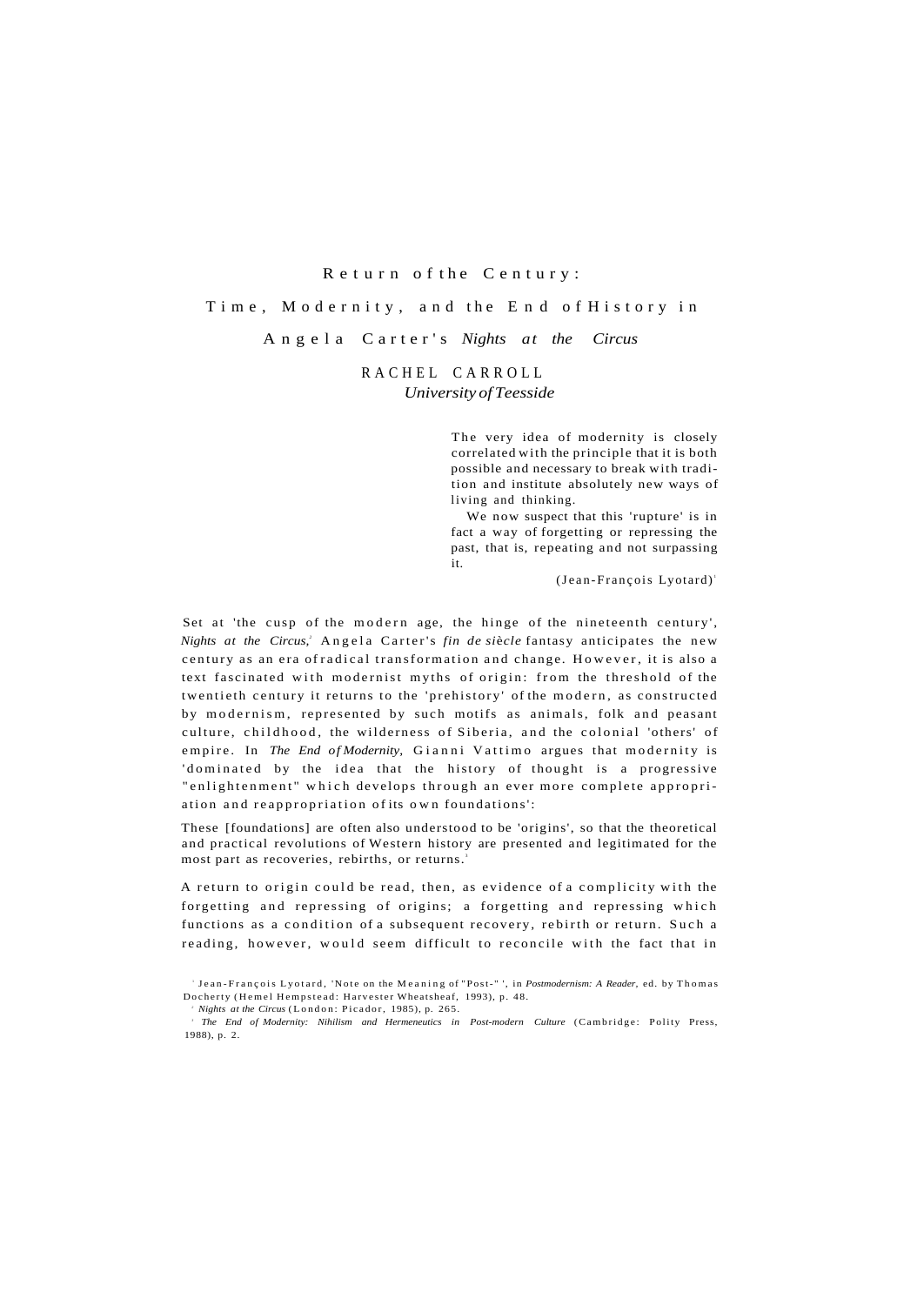# Return of the Century: Time, Modernity, and the End of History in Angela Carter's *Nights at the Circus*

RACHEL CARROLL

*University of Teesside*

> The very idea of modernity is closely correlated with the principle that it is both possible and necessary to break with tradition and institute absolutely new ways of living and thinking.
>
> We now suspect that this 'rupture' is in fact a way of forgetting or repressing the past, that is, repeating and not surpassing it.
>
> (Jean-François Lyotard)[1]

Set at 'the cusp of the modern age, the hinge of the nineteenth century', *Nights at the Circus*,[2] Angela Carter's *fin de siècle* fantasy anticipates the new century as an era of radical transformation and change. However, it is also a text fascinated with modernist myths of origin: from the threshold of the twentieth century it returns to the 'prehistory' of the modern, as constructed by modernism, represented by such motifs as animals, folk and peasant culture, childhood, the wilderness of Siberia, and the colonial 'others' of empire. In *The End of Modernity*, Gianni Vattimo argues that modernity is 'dominated by the idea that the history of thought is a progressive "enlightenment" which develops through an ever more complete appropriation and reappropriation of its own foundations':

> These [foundations] are often also understood to be 'origins', so that the theoretical and practical revolutions of Western history are presented and legitimated for the most part as recoveries, rebirths, or returns.[3]

A return to origin could be read, then, as evidence of a complicity with the forgetting and repressing of origins; a forgetting and repressing which functions as a condition of a subsequent recovery, rebirth or return. Such a reading, however, would seem difficult to reconcile with the fact that in

[1] Jean-François Lyotard, 'Note on the Meaning of "Post-" ', in *Postmodernism: A Reader*, ed. by Thomas Docherty (Hemel Hempstead: Harvester Wheatsheaf, 1993), p. 48.

[2] *Nights at the Circus* (London: Picador, 1985), p. 265.

[3] *The End of Modernity: Nihilism and Hermeneutics in Post-modern Culture* (Cambridge: Polity Press, 1988), p. 2.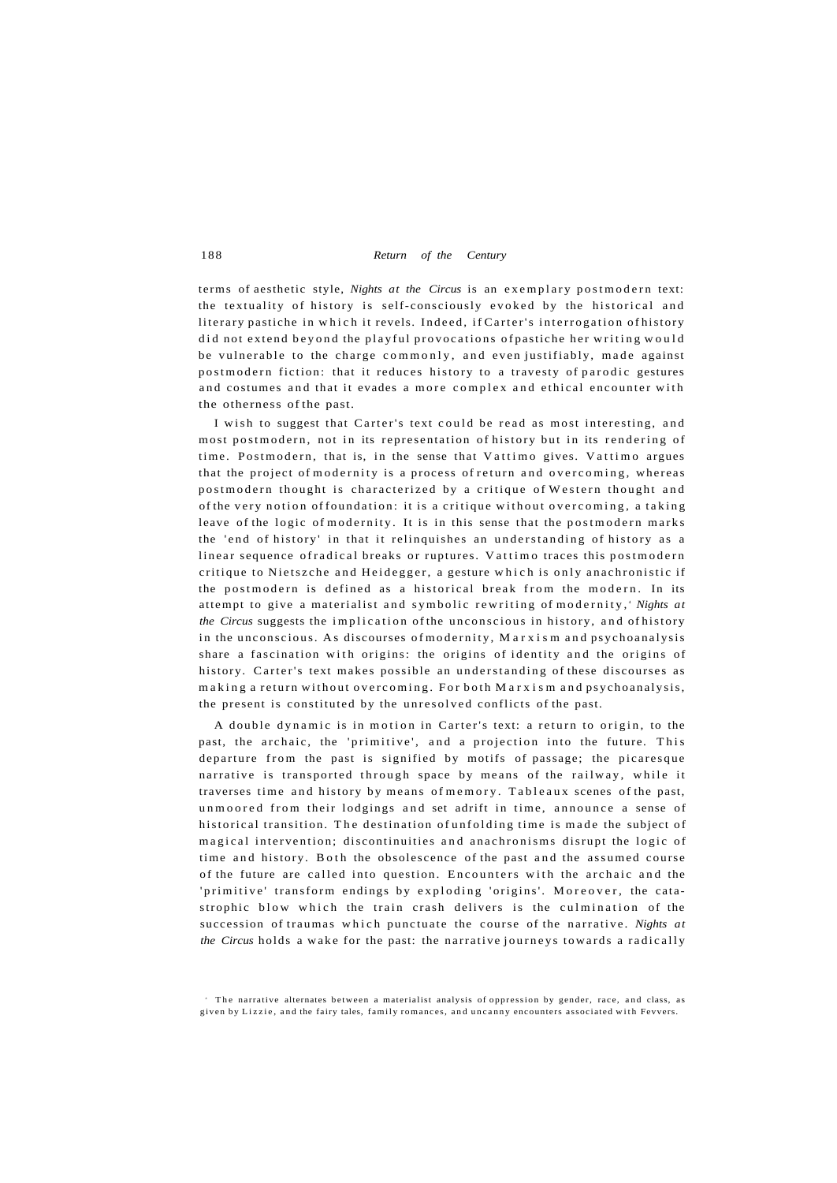terms of aesthetic style, *Nights at the Circus* is an exemplary postmodern text: the textuality of history is self-consciously evoked by the historical and literary pastiche in which it revels. Indeed, if Carter's interrogation of history did not extend beyond the playful provocations of pastiche her writing would be vulnerable to the charge commonly, and even justifiably, made against postmodern fiction: that it reduces history to a travesty of parodic gestures and costumes and that it evades a more complex and ethical encounter with the otherness of the past.

I wish to suggest that Carter's text could be read as most interesting, and most postmodern, not in its representation of history but in its rendering of time. Postmodern, that is, in the sense that Vattimo gives. Vattimo argues that the project of modernity is a process of return and overcoming, whereas postmodern thought is characterized by a critique of Western thought and of the very notion of foundation: it is a critique without overcoming, a taking leave of the logic of modernity. It is in this sense that the postmodern marks the 'end of history' in that it relinquishes an understanding of history as a linear sequence of radical breaks or ruptures. Vattimo traces this postmodern critique to Nietszche and Heidegger, a gesture which is only anachronistic if the postmodern is defined as a historical break from the modern. In its attempt to give a materialist and symbolic rewriting of modernity,[1] *Nights at the Circus* suggests the implication of the unconscious in history, and of history in the unconscious. As discourses of modernity, Marxism and psychoanalysis share a fascination with origins: the origins of identity and the origins of history. Carter's text makes possible an understanding of these discourses as making a return without overcoming. For both Marxism and psychoanalysis, the present is constituted by the unresolved conflicts of the past.

A double dynamic is in motion in Carter's text: a return to origin, to the past, the archaic, the 'primitive', and a projection into the future. This departure from the past is signified by motifs of passage; the picaresque narrative is transported through space by means of the railway, while it traverses time and history by means of memory. Tableaux scenes of the past, unmoored from their lodgings and set adrift in time, announce a sense of historical transition. The destination of unfolding time is made the subject of magical intervention; discontinuities and anachronisms disrupt the logic of time and history. Both the obsolescence of the past and the assumed course of the future are called into question. Encounters with the archaic and the 'primitive' transform endings by exploding 'origins'. Moreover, the catastrophic blow which the train crash delivers is the culmination of the succession of traumas which punctuate the course of the narrative. *Nights at the Circus* holds a wake for the past: the narrative journeys towards a radically

[1] The narrative alternates between a materialist analysis of oppression by gender, race, and class, as given by Lizzie, and the fairy tales, family romances, and uncanny encounters associated with Fevvers.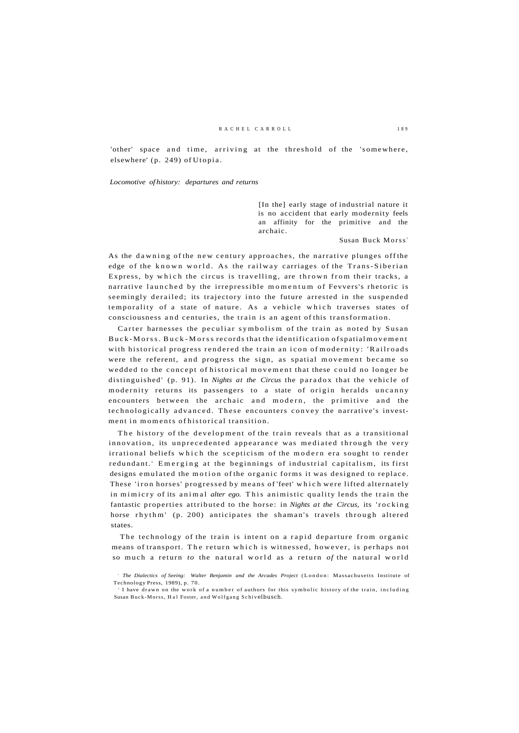'other' space and time, arriving at the threshold of the 'somewhere, elsewhere' (p. 249) of Utopia.

*Locomotive of history: departures and returns*

> [In the] early stage of industrial nature it is no accident that early modernity feels an affinity for the primitive and the archaic.
>
> Susan Buck Morss[5]

As the dawning of the new century approaches, the narrative plunges off the edge of the known world. As the railway carriages of the Trans-Siberian Express, by which the circus is travelling, are thrown from their tracks, a narrative launched by the irrepressible momentum of Fevvers's rhetoric is seemingly derailed; its trajectory into the future arrested in the suspended temporality of a state of nature. As a vehicle which traverses states of consciousness and centuries, the train is an agent of this transformation.

Carter harnesses the peculiar symbolism of the train as noted by Susan Buck-Morss. Buck-Morss records that the identification of spatial movement with historical progress rendered the train an icon of modernity: 'Railroads were the referent, and progress the sign, as spatial movement became so wedded to the concept of historical movement that these could no longer be distinguished' (p. 91). In *Nights at the Circus* the paradox that the vehicle of modernity returns its passengers to a state of origin heralds uncanny encounters between the archaic and modern, the primitive and the technologically advanced. These encounters convey the narrative's investment in moments of historical transition.

The history of the development of the train reveals that as a transitional innovation, its unprecedented appearance was mediated through the very irrational beliefs which the scepticism of the modern era sought to render redundant.[6] Emerging at the beginnings of industrial capitalism, its first designs emulated the motion of the organic forms it was designed to replace. These 'iron horses' progressed by means of 'feet' which were lifted alternately in mimicry of its animal *alter ego.* This animistic quality lends the train the fantastic properties attributed to the horse: in *Nights at the Circus,* its 'rocking horse rhythm' (p. 200) anticipates the shaman's travels through altered states.

The technology of the train is intent on a rapid departure from organic means of transport. The return which is witnessed, however, is perhaps not so much a return *to* the natural world as a return *of* the natural world

[5] *The Dialectics of Seeing: Walter Benjamin and the Arcades Project* (London: Massachusetts Institute of Technology Press, 1989), p. 70.

[6] I have drawn on the work of a number of authors for this symbolic history of the train, including Susan Buck-Morss, Hal Foster, and Wolfgang Schivelbusch.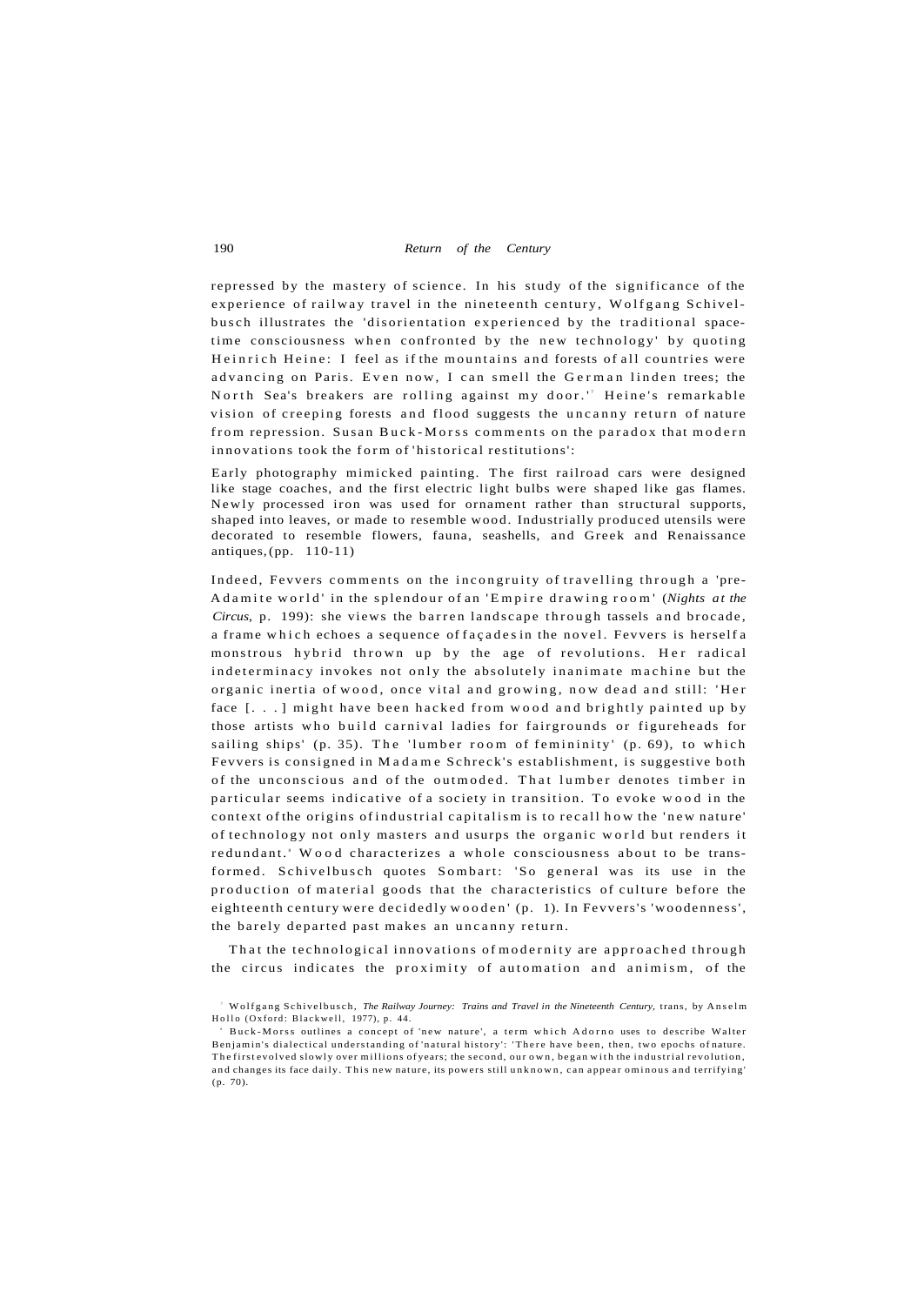repressed by the mastery of science. In his study of the significance of the experience of railway travel in the nineteenth century, Wolfgang Schivelbusch illustrates the 'disorientation experienced by the traditional space-time consciousness when confronted by the new technology' by quoting Heinrich Heine: I feel as if the mountains and forests of all countries were advancing on Paris. Even now, I can smell the German linden trees; the North Sea's breakers are rolling against my door.'[7] Heine's remarkable vision of creeping forests and flood suggests the uncanny return of nature from repression. Susan Buck-Morss comments on the paradox that modern innovations took the form of 'historical restitutions':

> Early photography mimicked painting. The first railroad cars were designed like stage coaches, and the first electric light bulbs were shaped like gas flames. Newly processed iron was used for ornament rather than structural supports, shaped into leaves, or made to resemble wood. Industrially produced utensils were decorated to resemble flowers, fauna, seashells, and Greek and Renaissance antiques,(pp. 110-11)

Indeed, Fevvers comments on the incongruity of travelling through a 'pre-Adamite world' in the splendour of an 'Empire drawing room' (*Nights at the Circus*, p. 199): she views the barren landscape through tassels and brocade, a frame which echoes a sequence of façades in the novel. Fevvers is herself a monstrous hybrid thrown up by the age of revolutions. Her radical indeterminacy invokes not only the absolutely inanimate machine but the organic inertia of wood, once vital and growing, now dead and still: 'Her face [. . .] might have been hacked from wood and brightly painted up by those artists who build carnival ladies for fairgrounds or figureheads for sailing ships' (p. 35). The 'lumber room of femininity' (p. 69), to which Fevvers is consigned in Madame Schreck's establishment, is suggestive both of the unconscious and of the outmoded. That lumber denotes timber in particular seems indicative of a society in transition. To evoke wood in the context of the origins of industrial capitalism is to recall how the 'new nature' of technology not only masters and usurps the organic world but renders it redundant.[8] Wood characterizes a whole consciousness about to be transformed. Schivelbusch quotes Sombart: 'So general was its use in the production of material goods that the characteristics of culture before the eighteenth century were decidedly wooden' (p. 1). In Fevvers's 'woodenness', the barely departed past makes an uncanny return.

That the technological innovations of modernity are approached through the circus indicates the proximity of automation and animism, of the

---

[7] Wolfgang Schivelbusch, *The Railway Journey: Trains and Travel in the Nineteenth Century*, trans, by Anselm Hollo (Oxford: Blackwell, 1977), p. 44.

[8] Buck-Morss outlines a concept of 'new nature', a term which Adorno uses to describe Walter Benjamin's dialectical understanding of 'natural history': 'There have been, then, two epochs of nature. The first evolved slowly over millions of years; the second, our own, began with the industrial revolution, and changes its face daily. This new nature, its powers still unknown, can appear ominous and terrifying' (p. 70).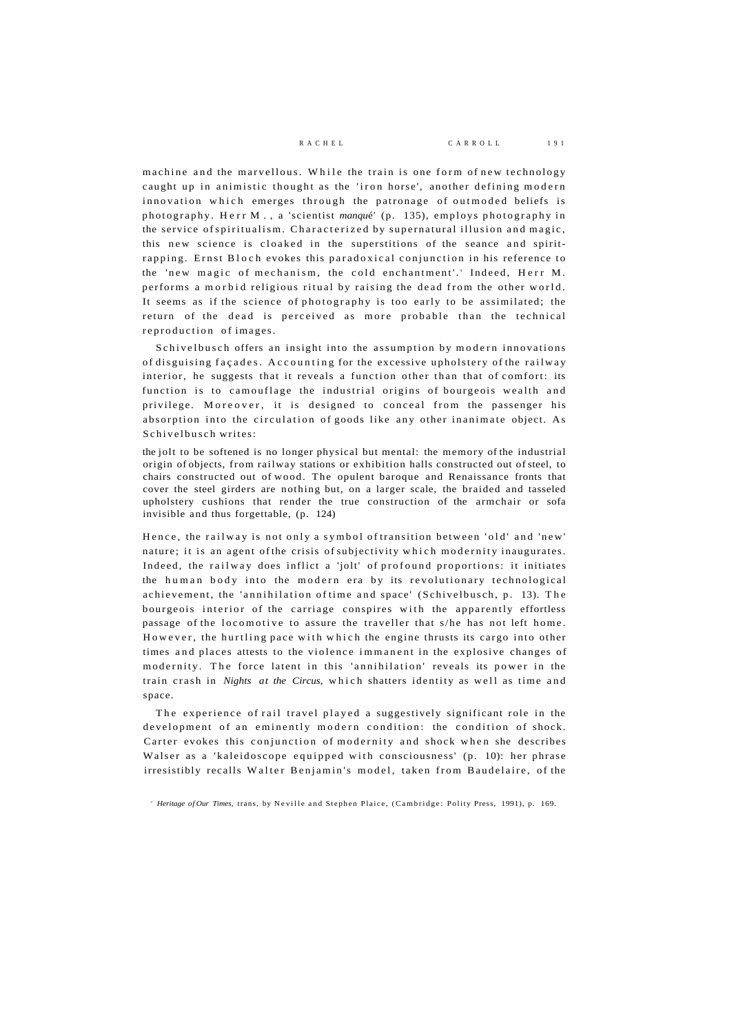machine and the marvellous. While the train is one form of new technology caught up in animistic thought as the 'iron horse', another defining modern innovation which emerges through the patronage of outmoded beliefs is photography. Herr M., a 'scientist *manqué*' (p. 135), employs photography in the service of spiritualism. Characterized by supernatural illusion and magic, this new science is cloaked in the superstitions of the seance and spirit-rapping. Ernst Bloch evokes this paradoxical conjunction in his reference to the 'new magic of mechanism, the cold enchantment'.[1] Indeed, Herr M. performs a morbid religious ritual by raising the dead from the other world. It seems as if the science of photography is too early to be assimilated; the return of the dead is perceived as more probable than the technical reproduction of images.

Schivelbusch offers an insight into the assumption by modern innovations of disguising façades. Accounting for the excessive upholstery of the railway interior, he suggests that it reveals a function other than that of comfort: its function is to camouflage the industrial origins of bourgeois wealth and privilege. Moreover, it is designed to conceal from the passenger his absorption into the circulation of goods like any other inanimate object. As Schivelbusch writes:

> the jolt to be softened is no longer physical but mental: the memory of the industrial origin of objects, from railway stations or exhibition halls constructed out of steel, to chairs constructed out of wood. The opulent baroque and Renaissance fronts that cover the steel girders are nothing but, on a larger scale, the braided and tasseled upholstery cushions that render the true construction of the armchair or sofa invisible and thus forgettable, (p. 124)

Hence, the railway is not only a symbol of transition between 'old' and 'new' nature; it is an agent of the crisis of subjectivity which modernity inaugurates. Indeed, the railway does inflict a 'jolt' of profound proportions: it initiates the human body into the modern era by its revolutionary technological achievement, the 'annihilation of time and space' (Schivelbusch, p. 13). The bourgeois interior of the carriage conspires with the apparently effortless passage of the locomotive to assure the traveller that s/he has not left home. However, the hurtling pace with which the engine thrusts its cargo into other times and places attests to the violence immanent in the explosive changes of modernity. The force latent in this 'annihilation' reveals its power in the train crash in *Nights at the Circus*, which shatters identity as well as time and space.

The experience of rail travel played a suggestively significant role in the development of an eminently modern condition: the condition of shock. Carter evokes this conjunction of modernity and shock when she describes Walser as a 'kaleidoscope equipped with consciousness' (p. 10): her phrase irresistibly recalls Walter Benjamin's model, taken from Baudelaire, of the

[1] *Heritage of Our Times*, trans, by Neville and Stephen Plaice, (Cambridge: Polity Press, 1991), p. 169.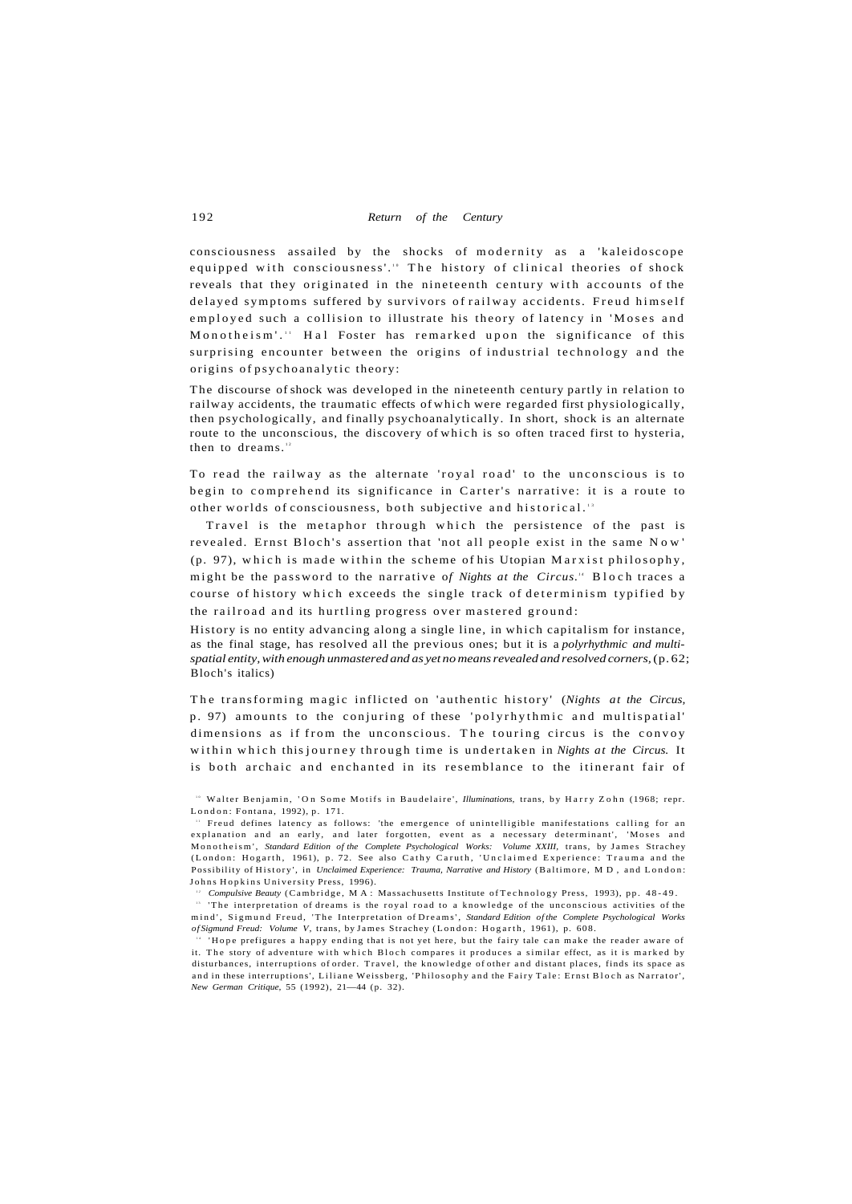consciousness assailed by the shocks of modernity as a 'kaleidoscope equipped with consciousness'.[10] The history of clinical theories of shock reveals that they originated in the nineteenth century with accounts of the delayed symptoms suffered by survivors of railway accidents. Freud himself employed such a collision to illustrate his theory of latency in 'Moses and Monotheism'.[11] Hal Foster has remarked upon the significance of this surprising encounter between the origins of industrial technology and the origins of psychoanalytic theory:

> The discourse of shock was developed in the nineteenth century partly in relation to railway accidents, the traumatic effects of which were regarded first physiologically, then psychologically, and finally psychoanalytically. In short, shock is an alternate route to the unconscious, the discovery of which is so often traced first to hysteria, then to dreams.[12]

To read the railway as the alternate 'royal road' to the unconscious is to begin to comprehend its significance in Carter's narrative: it is a route to other worlds of consciousness, both subjective and historical.[13]

Travel is the metaphor through which the persistence of the past is revealed. Ernst Bloch's assertion that 'not all people exist in the same Now' (p. 97), which is made within the scheme of his Utopian Marxist philosophy, might be the password to the narrative of *Nights at the Circus*.[14] Bloch traces a course of history which exceeds the single track of determinism typified by the railroad and its hurtling progress over mastered ground:

> History is no entity advancing along a single line, in which capitalism for instance, as the final stage, has resolved all the previous ones; but it is a *polyrhythmic and multi-spatial entity, with enough unmastered and as yet no means revealed and resolved corners*, (p. 62; Bloch's italics)

The transforming magic inflicted on 'authentic history' (*Nights at the Circus*, p. 97) amounts to the conjuring of these 'polyrhythmic and multispatial' dimensions as if from the unconscious. The touring circus is the convoy within which this journey through time is undertaken in *Nights at the Circus*. It is both archaic and enchanted in its resemblance to the itinerant fair of

---

[10] Walter Benjamin, 'On Some Motifs in Baudelaire', *Illuminations*, trans, by Harry Zohn (1968; repr. London: Fontana, 1992), p. 171.

[11] Freud defines latency as follows: 'the emergence of unintelligible manifestations calling for an explanation and an early, and later forgotten, event as a necessary determinant', 'Moses and Monotheism', *Standard Edition of the Complete Psychological Works: Volume XXIII*, trans, by James Strachey (London: Hogarth, 1961), p. 72. See also Cathy Caruth, 'Unclaimed Experience: Trauma and the Possibility of History', in *Unclaimed Experience: Trauma, Narrative and History* (Baltimore, MD, and London: Johns Hopkins University Press, 1996).

[12] *Compulsive Beauty* (Cambridge, MA: Massachusetts Institute of Technology Press, 1993), pp. 48-49.

[13] 'The interpretation of dreams is the royal road to a knowledge of the unconscious activities of the mind', Sigmund Freud, 'The Interpretation of Dreams', *Standard Edition of the Complete Psychological Works of Sigmund Freud: Volume V*, trans, by James Strachey (London: Hogarth, 1961), p. 608.

[14] 'Hope prefigures a happy ending that is not yet here, but the fairy tale can make the reader aware of it. The story of adventure with which Bloch compares it produces a similar effect, as it is marked by disturbances, interruptions of order. Travel, the knowledge of other and distant places, finds its space as and in these interruptions', Liliane Weissberg, 'Philosophy and the Fairy Tale: Ernst Bloch as Narrator', *New German Critique*, 55 (1992), 21—44 (p. 32).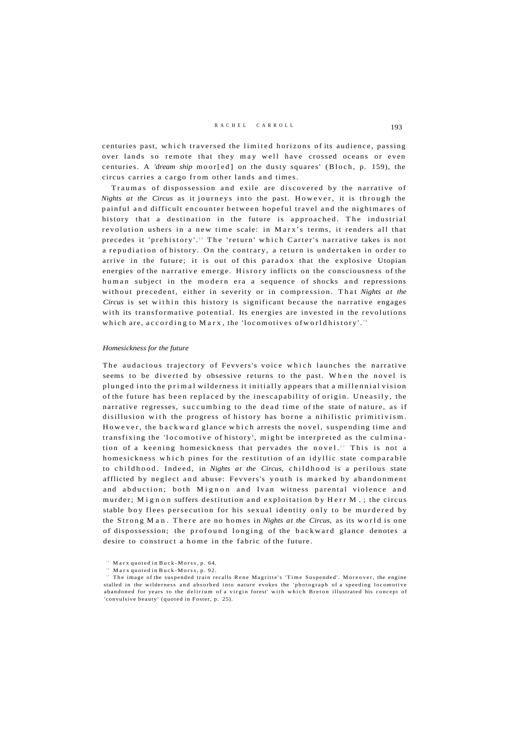centuries past, which traversed the limited horizons of its audience, passing over lands so remote that they may well have crossed oceans or even centuries. A *'dream ship* moor[ed] on the dusty squares' (Bloch, p. 159), the circus carries a cargo from other lands and times.

Traumas of dispossession and exile are discovered by the narrative of *Nights at the Circus* as it journeys into the past. However, it is through the painful and difficult encounter between hopeful travel and the nightmares of history that a destination in the future is approached. The industrial revolution ushers in a new time scale: in Marx's terms, it renders all that precedes it 'prehistory'.[15] The 'return' which Carter's narrative takes is not a repudiation of history. On the contrary, a return is undertaken in order to arrive in the future; it is out of this paradox that the explosive Utopian energies of the narrative emerge. History inflicts on the consciousness of the human subject in the modern era a sequence of shocks and repressions without precedent, either in severity or in compression. That *Nights at the Circus* is set within this history is significant because the narrative engages with its transformative potential. Its energies are invested in the revolutions which are, according to Marx, the 'locomotives of world history'.[16]

### *Homesickness for the future*

The audacious trajectory of Fevvers's voice which launches the narrative seems to be diverted by obsessive returns to the past. When the novel is plunged into the primal wilderness it initially appears that a millennial vision of the future has been replaced by the inescapability of origin. Uneasily, the narrative regresses, succumbing to the dead time of the state of nature, as if disillusion with the progress of history has borne a nihilistic primitivism. However, the backward glance which arrests the novel, suspending time and transfixing the 'locomotive of history', might be interpreted as the culmination of a keening homesickness that pervades the novel.[17] This is not a homesickness which pines for the restitution of an idyllic state comparable to childhood. Indeed, in *Nights at the Circus*, childhood is a perilous state afflicted by neglect and abuse: Fevvers's youth is marked by abandonment and abduction; both Mignon and Ivan witness parental violence and murder; Mignon suffers destitution and exploitation by Herr M.; the circus stable boy flees persecution for his sexual identity only to be murdered by the Strong Man. There are no homes in *Nights at the Circus*, as its world is one of dispossession; the profound longing of the backward glance denotes a desire to construct a home in the fabric of the future.

[15] Marx quoted in Buck-Morss, p. 64.

[16] Marx quoted in Buck-Morss, p. 92.

[17] The image of the suspended train recalls Rene Magritte's 'Time Suspended'. Moreover, the engine stalled in the wilderness and absorbed into nature evokes the 'photograph of a speeding locomotive abandoned for years to the delirium of a virgin forest' with which Breton illustrated his concept of 'convulsive beauty' (quoted in Foster, p. 25).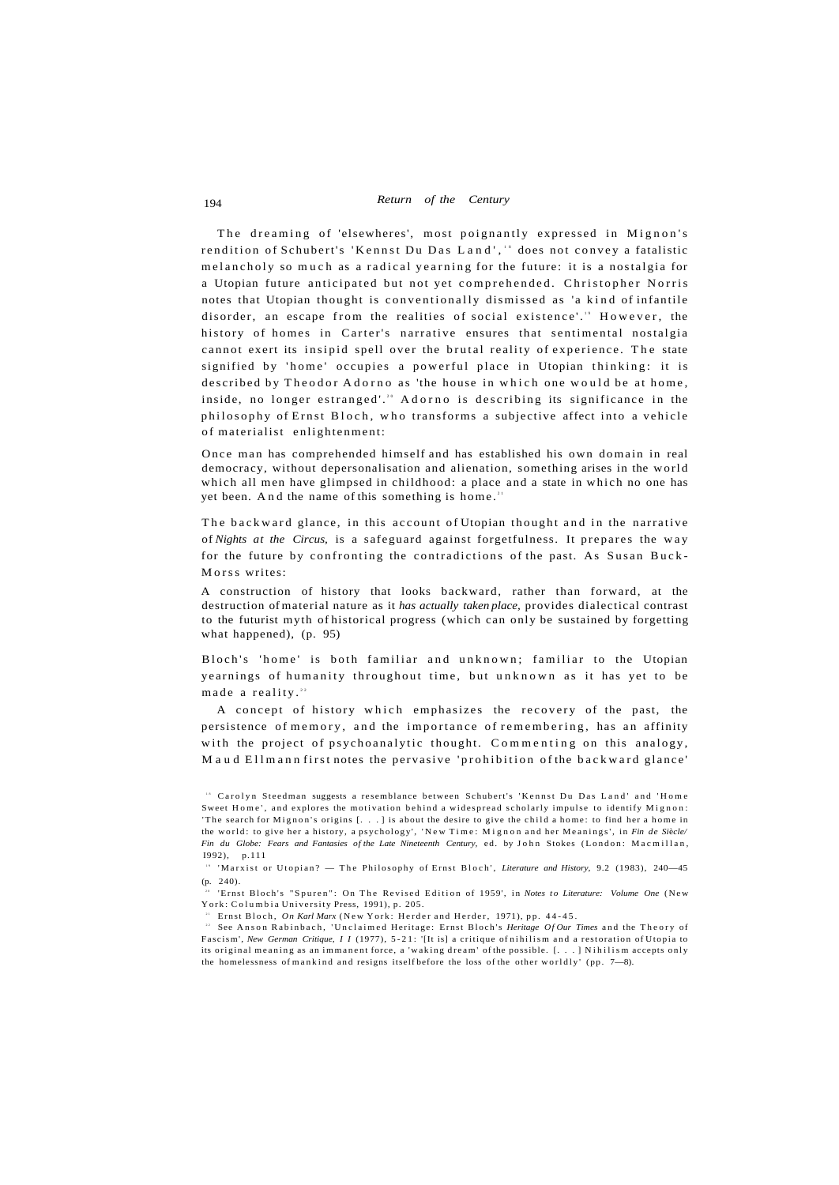The dreaming of 'elsewheres', most poignantly expressed in Mignon's rendition of Schubert's 'Kennst Du Das Land',[18] does not convey a fatalistic melancholy so much as a radical yearning for the future: it is a nostalgia for a Utopian future anticipated but not yet comprehended. Christopher Norris notes that Utopian thought is conventionally dismissed as 'a kind of infantile disorder, an escape from the realities of social existence'.[19] However, the history of homes in Carter's narrative ensures that sentimental nostalgia cannot exert its insipid spell over the brutal reality of experience. The state signified by 'home' occupies a powerful place in Utopian thinking: it is described by Theodor Adorno as 'the house in which one would be at home, inside, no longer estranged'.[20] Adorno is describing its significance in the philosophy of Ernst Bloch, who transforms a subjective affect into a vehicle of materialist enlightenment:

> Once man has comprehended himself and has established his own domain in real democracy, without depersonalisation and alienation, something arises in the world which all men have glimpsed in childhood: a place and a state in which no one has yet been. And the name of this something is home.[21]

The backward glance, in this account of Utopian thought and in the narrative of *Nights at the Circus*, is a safeguard against forgetfulness. It prepares the way for the future by confronting the contradictions of the past. As Susan Buck-Morss writes:

> A construction of history that looks backward, rather than forward, at the destruction of material nature as it *has actually taken place*, provides dialectical contrast to the futurist myth of historical progress (which can only be sustained by forgetting what happened), (p. 95)

Bloch's 'home' is both familiar and unknown; familiar to the Utopian yearnings of humanity throughout time, but unknown as it has yet to be made a reality.[22]

A concept of history which emphasizes the recovery of the past, the persistence of memory, and the importance of remembering, has an affinity with the project of psychoanalytic thought. Commenting on this analogy, Maud Ellmann first notes the pervasive 'prohibition of the backward glance'

---

[18] Carolyn Steedman suggests a resemblance between Schubert's 'Kennst Du Das Land' and 'Home Sweet Home', and explores the motivation behind a widespread scholarly impulse to identify Mignon: 'The search for Mignon's origins [. . .] is about the desire to give the child a home: to find her a home in the world: to give her a history, a psychology', 'New Time: Mignon and her Meanings', in *Fin de Siècle/ Fin du Globe: Fears and Fantasies of the Late Nineteenth Century*, ed. by John Stokes (London: Macmillan, 1992), p.111

[19] 'Marxist or Utopian? — The Philosophy of Ernst Bloch', *Literature and History*, 9.2 (1983), 240—45 (p. 240).

[20] 'Ernst Bloch's "Spuren": On The Revised Edition of 1959', in *Notes to Literature: Volume One* (New York: Columbia University Press, 1991), p. 205.

[21] Ernst Bloch, *On Karl Marx* (New York: Herder and Herder, 1971), pp. 44-45.

[22] See Anson Rabinbach, 'Unclaimed Heritage: Ernst Bloch's *Heritage Of Our Times* and the Theory of Fascism', *New German Critique, I I* (1977), 5-21: '[It is] a critique of nihilism and a restoration of Utopia to its original meaning as an immanent force, a 'waking dream' of the possible. [. . .] Nihilism accepts only the homelessness of mankind and resigns itself before the loss of the other worldly' (pp. 7—8).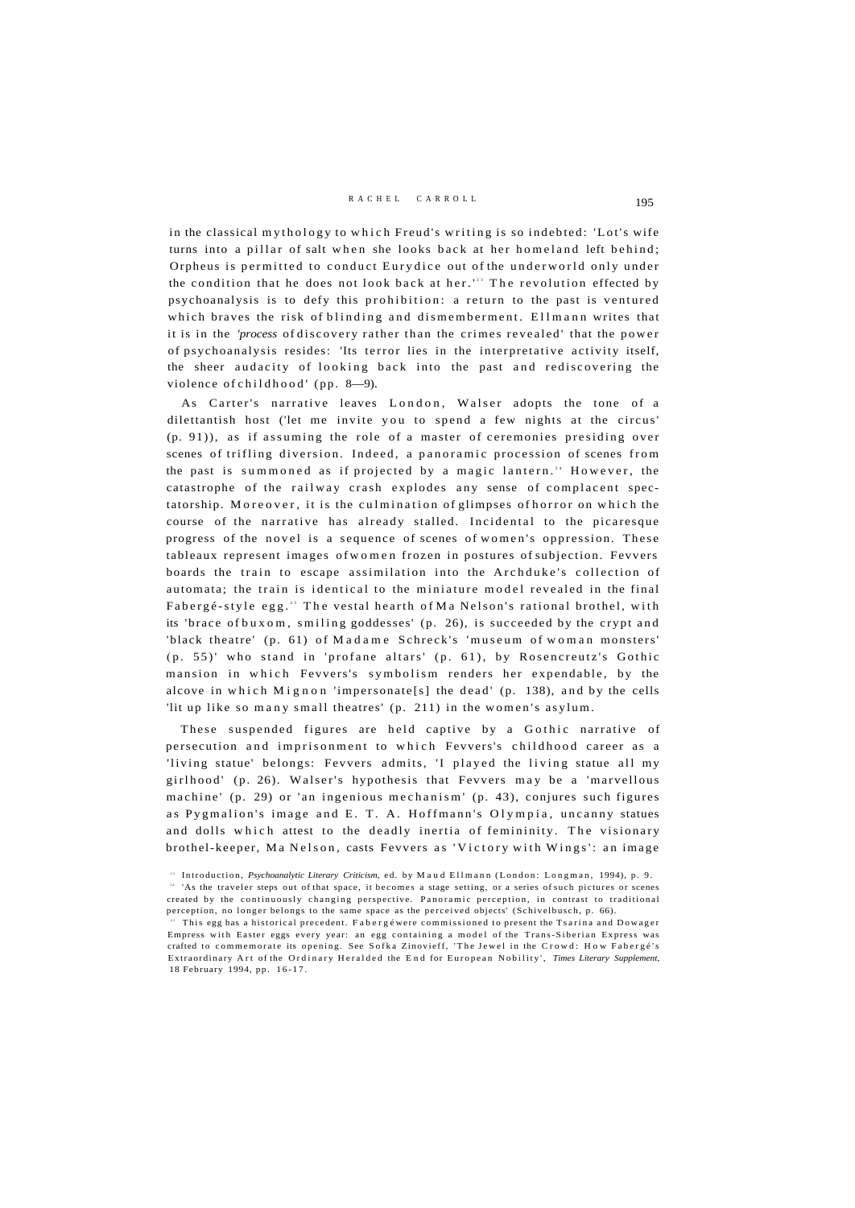in the classical mythology to which Freud's writing is so indebted: 'Lot's wife turns into a pillar of salt when she looks back at her homeland left behind; Orpheus is permitted to conduct Eurydice out of the underworld only under the condition that he does not look back at her.'[23] The revolution effected by psychoanalysis is to defy this prohibition: a return to the past is ventured which braves the risk of blinding and dismemberment. Ellmann writes that it is in the *'process* of discovery rather than the crimes revealed' that the power of psychoanalysis resides: 'Its terror lies in the interpretative activity itself, the sheer audacity of looking back into the past and rediscovering the violence of childhood' (pp. 8—9).

As Carter's narrative leaves London, Walser adopts the tone of a dilettantish host ('let me invite you to spend a few nights at the circus' (p. 91)), as if assuming the role of a master of ceremonies presiding over scenes of trifling diversion. Indeed, a panoramic procession of scenes from the past is summoned as if projected by a magic lantern.[24] However, the catastrophe of the railway crash explodes any sense of complacent spectatorship. Moreover, it is the culmination of glimpses of horror on which the course of the narrative has already stalled. Incidental to the picaresque progress of the novel is a sequence of scenes of women's oppression. These tableaux represent images of women frozen in postures of subjection. Fevvers boards the train to escape assimilation into the Archduke's collection of automata; the train is identical to the miniature model revealed in the final Fabergé-style egg.[25] The vestal hearth of Ma Nelson's rational brothel, with its 'brace of buxom, smiling goddesses' (p. 26), is succeeded by the crypt and 'black theatre' (p. 61) of Madame Schreck's 'museum of woman monsters' (p. 55)' who stand in 'profane altars' (p. 61), by Rosencreutz's Gothic mansion in which Fevvers's symbolism renders her expendable, by the alcove in which Mignon 'impersonate[s] the dead' (p. 138), and by the cells 'lit up like so many small theatres' (p. 211) in the women's asylum.

These suspended figures are held captive by a Gothic narrative of persecution and imprisonment to which Fevvers's childhood career as a 'living statue' belongs: Fevvers admits, 'I played the living statue all my girlhood' (p. 26). Walser's hypothesis that Fevvers may be a 'marvellous machine' (p. 29) or 'an ingenious mechanism' (p. 43), conjures such figures as Pygmalion's image and E. T. A. Hoffmann's Olympia, uncanny statues and dolls which attest to the deadly inertia of femininity. The visionary brothel-keeper, Ma Nelson, casts Fevvers as 'Victory with Wings': an image

[23] Introduction, *Psychoanalytic Literary Criticism*, ed. by Maud Ellmann (London: Longman, 1994), p. 9.

[24] 'As the traveler steps out of that space, it becomes a stage setting, or a series of such pictures or scenes created by the continuously changing perspective. Panoramic perception, in contrast to traditional perception, no longer belongs to the same space as the perceived objects' (Schivelbusch, p. 66).

[25] This egg has a historical precedent. Fabergé were commissioned to present the Tsarina and Dowager Empress with Easter eggs every year: an egg containing a model of the Trans-Siberian Express was crafted to commemorate its opening. See Sofka Zinovieff, 'The Jewel in the Crowd: How Fabergé's Extraordinary Art of the Ordinary Heralded the End for European Nobility', *Times Literary Supplement*, 18 February 1994, pp. 16-17.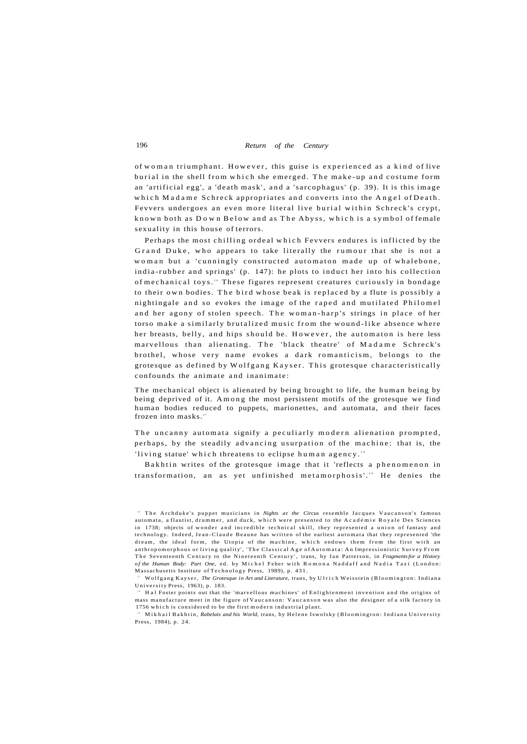of woman triumphant. However, this guise is experienced as a kind of live burial in the shell from which she emerged. The make-up and costume form an 'artificial egg', a 'death mask', and a 'sarcophagus' (p. 39). It is this image which Madame Schreck appropriates and converts into the Angel of Death. Fevvers undergoes an even more literal live burial within Schreck's crypt, known both as Down Below and as The Abyss, which is a symbol of female sexuality in this house of terrors.

Perhaps the most chilling ordeal which Fevvers endures is inflicted by the Grand Duke, who appears to take literally the rumour that she is not a woman but a 'cunningly constructed automaton made up of whalebone, india-rubber and springs' (p. 147): he plots to induct her into his collection of mechanical toys.[26] These figures represent creatures curiously in bondage to their own bodies. The bird whose beak is replaced by a flute is possibly a nightingale and so evokes the image of the raped and mutilated Philomel and her agony of stolen speech. The woman-harp's strings in place of her torso make a similarly brutalized music from the wound-like absence where her breasts, belly, and hips should be. However, the automaton is here less marvellous than alienating. The 'black theatre' of Madame Schreck's brothel, whose very name evokes a dark romanticism, belongs to the grotesque as defined by Wolfgang Kayser. This grotesque characteristically confounds the animate and inanimate:

> The mechanical object is alienated by being brought to life, the human being by being deprived of it. Among the most persistent motifs of the grotesque we find human bodies reduced to puppets, marionettes, and automata, and their faces frozen into masks.[27]

The uncanny automata signify a peculiarly modern alienation prompted, perhaps, by the steadily advancing usurpation of the machine: that is, the 'living statue' which threatens to eclipse human agency.[28]

Bakhtin writes of the grotesque image that it 'reflects a phenomenon in transformation, an as yet unfinished metamorphosis'.[29] He denies the

---

[26] The Archduke's puppet musicians in *Nights at the Circus* resemble Jacques Vaucanson's famous automata, a flautist, drummer, and duck, which were presented to the Académie Royale Des Sciences in 1738; objects of wonder and incredible technical skill, they represented a union of fantasy and technology. Indeed, Jean-Claude Beaune has written of the earliest automata that they represented 'the dream, the ideal form, the Utopia of the machine, which endows them from the first with an anthropomorphous or living quality', 'The Classical Age of Automata: An Impressionistic Survey From The Seventeenth Century to the Nineteenth Century', trans, by Ian Patterson, in *Fragments for a History of the Human Body: Part One*, ed. by Michel Feher with Romona Naddaff and Nadia Tazi (London: Massachusetts Institute of Technology Press, 1989), p. 431.

[27] Wolfgang Kayser, *The Grotesque in Art and Literature*, trans, by Ulrich Weisstein (Bloomington: Indiana University Press, 1963), p. 183.

[28] Hal Foster points out that the 'marvellous machines' of Enlightenment invention and the origins of mass manufacture meet in the figure of Vaucanson: Vaucanson was also the designer of a silk factory in 1756 which is considered to be the first modern industrial plant.

[29] Mikhail Bakhtin, *Rabelais and his World*, trans, by Helene Iswolsky (Bloomington: Indiana University Press, 1984), p. 24.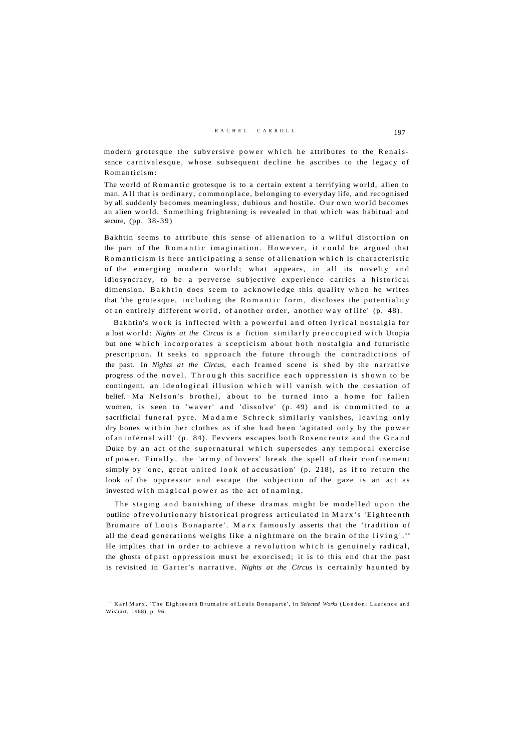modern grotesque the subversive power which he attributes to the Renaissance carnivalesque, whose subsequent decline he ascribes to the legacy of Romanticism:

> The world of Romantic grotesque is to a certain extent a terrifying world, alien to man. All that is ordinary, commonplace, belonging to everyday life, and recognised by all suddenly becomes meaningless, dubious and hostile. Our own world becomes an alien world. Something frightening is revealed in that which was habitual and secure, (pp. 38-39)

Bakhtin seems to attribute this sense of alienation to a wilful distortion on the part of the Romantic imagination. However, it could be argued that Romanticism is here anticipating a sense of alienation which is characteristic of the emerging modern world; what appears, in all its novelty and idiosyncracy, to be a perverse subjective experience carries a historical dimension. Bakhtin does seem to acknowledge this quality when he writes that 'the grotesque, including the Romantic form, discloses the potentiality of an entirely different world, of another order, another way of life' (p. 48).

Bakhtin's work is inflected with a powerful and often lyrical nostalgia for a lost world: *Nights at the Circus* is a fiction similarly preoccupied with Utopia but one which incorporates a scepticism about both nostalgia and futuristic prescription. It seeks to approach the future through the contradictions of the past. In *Nights at the Circus*, each framed scene is shed by the narrative progress of the novel. Through this sacrifice each oppression is shown to be contingent, an ideological illusion which will vanish with the cessation of belief. Ma Nelson's brothel, about to be turned into a home for fallen women, is seen to 'waver' and 'dissolve' (p. 49) and is committed to a sacrificial funeral pyre. Madame Schreck similarly vanishes, leaving only dry bones within her clothes as if she had been 'agitated only by the power of an infernal will' (p. 84). Fevvers escapes both Rosencreutz and the Grand Duke by an act of the supernatural which supersedes any temporal exercise of power. Finally, the 'army of lovers' break the spell of their confinement simply by 'one, great united look of accusation' (p. 218), as if to return the look of the oppressor and escape the subjection of the gaze is an act as invested with magical power as the act of naming.

The staging and banishing of these dramas might be modelled upon the outline of revolutionary historical progress articulated in Marx's 'Eighteenth Brumaire of Louis Bonaparte'. Marx famously asserts that the 'tradition of all the dead generations weighs like a nightmare on the brain of the living'.[30] He implies that in order to achieve a revolution which is genuinely radical, the ghosts of past oppression must be exorcised; it is to this end that the past is revisited in Garter's narrative. *Nights at the Circus* is certainly haunted by

[30] Karl Marx, 'The Eighteenth Brumaire of Louis Bonaparte', in *Selected Works* (London: Laurence and Wishart, 1968), p. 96.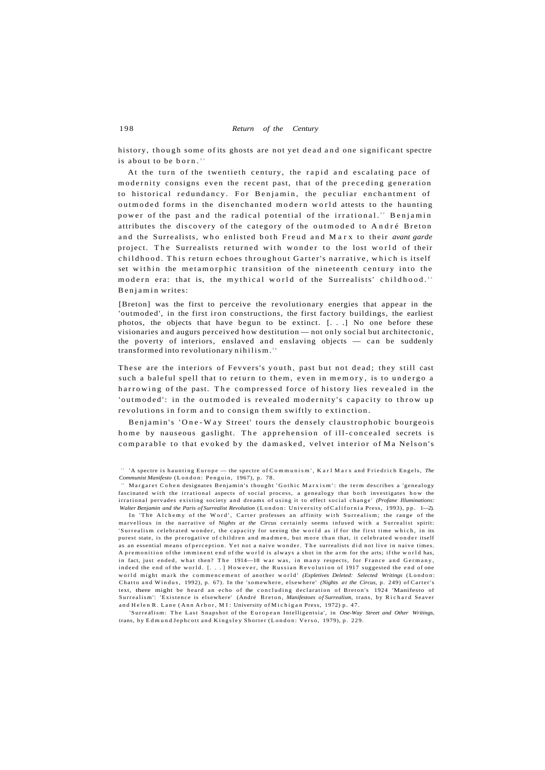history, though some of its ghosts are not yet dead and one significant spectre is about to be born.[31]

At the turn of the twentieth century, the rapid and escalating pace of modernity consigns even the recent past, that of the preceding generation to historical redundancy. For Benjamin, the peculiar enchantment of outmoded forms in the disenchanted modern world attests to the haunting power of the past and the radical potential of the irrational.[32] Benjamin attributes the discovery of the category of the outmoded to André Breton and the Surrealists, who enlisted both Freud and Marx to their *avant garde* project. The Surrealists returned with wonder to the lost world of their childhood. This return echoes throughout Garter's narrative, which is itself set within the metamorphic transition of the nineteenth century into the modern era: that is, the mythical world of the Surrealists' childhood.[33] Benjamin writes:

> [Breton] was the first to perceive the revolutionary energies that appear in the 'outmoded', in the first iron constructions, the first factory buildings, the earliest photos, the objects that have begun to be extinct. [. . .] No one before these visionaries and augurs perceived how destitution — not only social but architectonic, the poverty of interiors, enslaved and enslaving objects — can be suddenly transformed into revolutionary nihilism.[34]

These are the interiors of Fevvers's youth, past but not dead; they still cast such a baleful spell that to return to them, even in memory, is to undergo a harrowing of the past. The compressed force of history lies revealed in the 'outmoded': in the outmoded is revealed modernity's capacity to throw up revolutions in form and to consign them swiftly to extinction.

Benjamin's 'One-Way Street' tours the densely claustrophobic bourgeois home by nauseous gaslight. The apprehension of ill-concealed secrets is comparable to that evoked by the damasked, velvet interior of Ma Nelson's

---

[31] 'A spectre is haunting Europe — the spectre of Communism', Karl Marx and Friedrich Engels, *The Communist Manifesto* (London: Penguin, 1967), p. 78.

[32] Margaret Cohen designates Benjamin's thought 'Gothic Marxism': the term describes a 'genealogy fascinated with the irrational aspects of social process, a genealogy that both investigates how the irrational pervades existing society and dreams of using it to effect social change' *(Profane Illuminations: Walter Benjamin and the Paris of Surrealist Revolution* (London: University of California Press, 1993), pp. 1—2).

[33] In 'The Alchemy of the Word', Carter professes an affinity with Surrealism; the range of the marvellous in the narrative of *Nights at the Circus* certainly seems infused with a Surrealist spirit: 'Surrealism celebrated wonder, the capacity for seeing the world as if for the first time which, in its purest state, is the prerogative of children and madmen, but more than that, it celebrated wonder itself as an essential means of perception. Yet not a naive wonder. The surrealists did not live in naive times. A premonition of the imminent end of the world is always a shot in the arm for the arts; if the world has, in fact, just ended, what then? The 1914—18 war was, in many respects, for France and Germany, indeed the end of the world. [. . .] However, the Russian Revolution of 1917 suggested the end of one world might mark the commencement of another world' *(Expletives Deleted: Selected Writings* (London: Chatto and Windus, 1992), p. 67). In the 'somewhere, elsewhere' *(Nights at the Circus,* p. 249) of Carter's text, there might be heard an echo of the concluding declaration of Breton's 1924 'Manifesto of Surrealism': 'Existence is elsewhere' (André Breton, *Manifestoes of Surrealism,* trans, by Richard Seaver and Helen R. Lane (Ann Arbor, MI: University of Michigan Press, 1972) p. 47.

[34] 'Surrealism: The Last Snapshot of the European Intelligentsia', in *One-Way Street and Other Writings,* trans, by Edmund Jephcott and Kingsley Shorter (London: Verso, 1979), p. 229.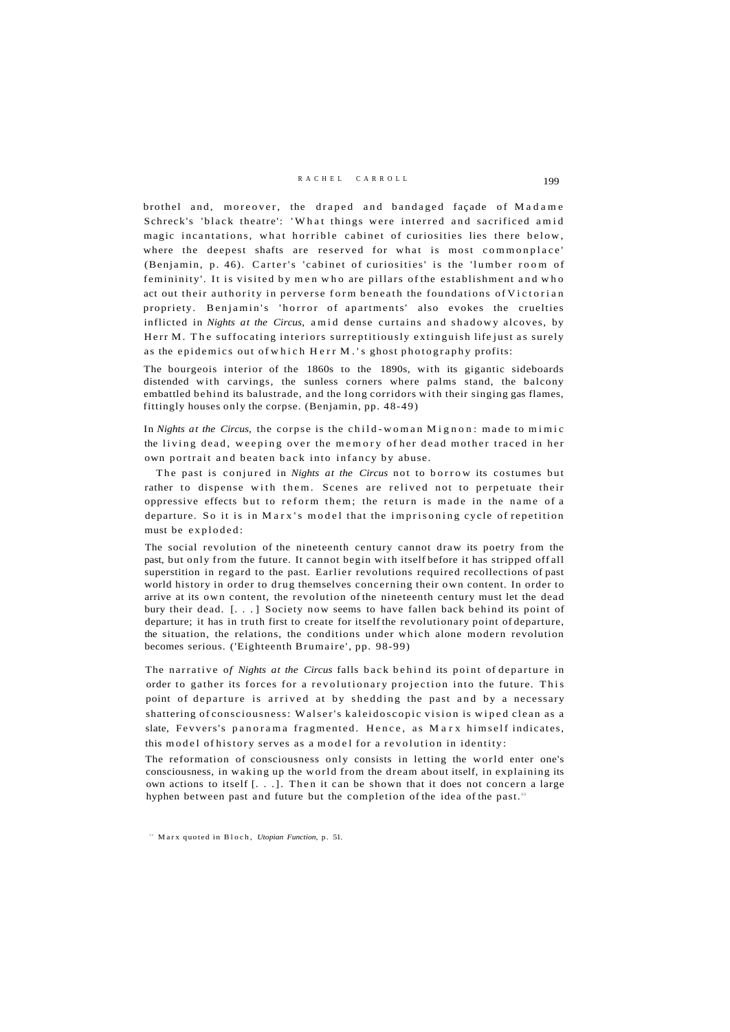brothel and, moreover, the draped and bandaged façade of Madame Schreck's 'black theatre': 'What things were interred and sacrificed amid magic incantations, what horrible cabinet of curiosities lies there below, where the deepest shafts are reserved for what is most commonplace' (Benjamin, p. 46). Carter's 'cabinet of curiosities' is the 'lumber room of femininity'. It is visited by men who are pillars of the establishment and who act out their authority in perverse form beneath the foundations of Victorian propriety. Benjamin's 'horror of apartments' also evokes the cruelties inflicted in *Nights at the Circus*, amid dense curtains and shadowy alcoves, by Herr M. The suffocating interiors surreptitiously extinguish life just as surely as the epidemics out of which Herr M.'s ghost photography profits:

> The bourgeois interior of the 1860s to the 1890s, with its gigantic sideboards distended with carvings, the sunless corners where palms stand, the balcony embattled behind its balustrade, and the long corridors with their singing gas flames, fittingly houses only the corpse. (Benjamin, pp. 48-49)

In *Nights at the Circus*, the corpse is the child-woman Mignon: made to mimic the living dead, weeping over the memory of her dead mother traced in her own portrait and beaten back into infancy by abuse.

The past is conjured in *Nights at the Circus* not to borrow its costumes but rather to dispense with them. Scenes are relived not to perpetuate their oppressive effects but to reform them; the return is made in the name of a departure. So it is in Marx's model that the imprisoning cycle of repetition must be exploded:

> The social revolution of the nineteenth century cannot draw its poetry from the past, but only from the future. It cannot begin with itself before it has stripped off all superstition in regard to the past. Earlier revolutions required recollections of past world history in order to drug themselves concerning their own content. In order to arrive at its own content, the revolution of the nineteenth century must let the dead bury their dead. [. . .] Society now seems to have fallen back behind its point of departure; it has in truth first to create for itself the revolutionary point of departure, the situation, the relations, the conditions under which alone modern revolution becomes serious. ('Eighteenth Brumaire', pp. 98-99)

The narrative of *Nights at the Circus* falls back behind its point of departure in order to gather its forces for a revolutionary projection into the future. This point of departure is arrived at by shedding the past and by a necessary shattering of consciousness: Walser's kaleidoscopic vision is wiped clean as a slate, Fevvers's panorama fragmented. Hence, as Marx himself indicates, this model of history serves as a model for a revolution in identity:

> The reformation of consciousness only consists in letting the world enter one's consciousness, in waking up the world from the dream about itself, in explaining its own actions to itself [. . .]. Then it can be shown that it does not concern a large hyphen between past and future but the completion of the idea of the past.[55]

[55] Marx quoted in Bloch, *Utopian Function*, p. 51.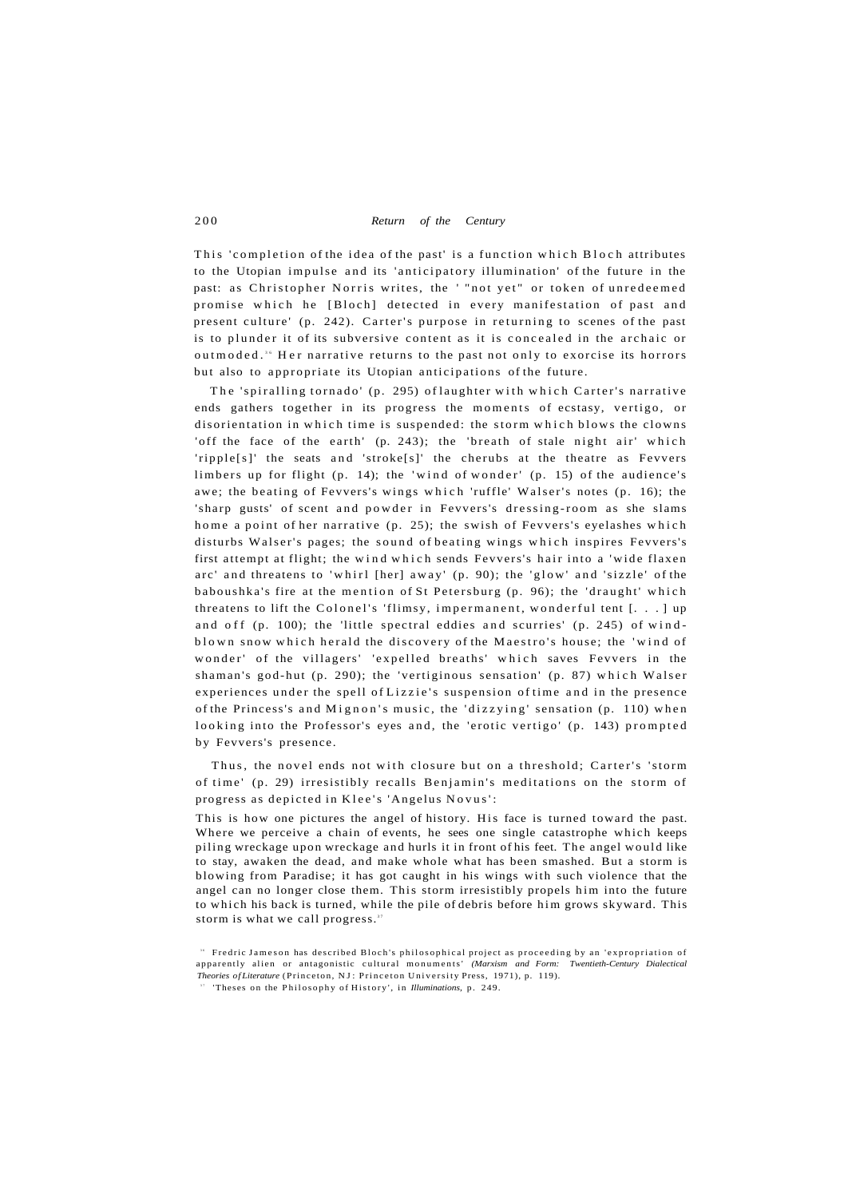This 'completion of the idea of the past' is a function which Bloch attributes to the Utopian impulse and its 'anticipatory illumination' of the future in the past: as Christopher Norris writes, the ' "not yet" or token of unredeemed promise which he [Bloch] detected in every manifestation of past and present culture' (p. 242). Carter's purpose in returning to scenes of the past is to plunder it of its subversive content as it is concealed in the archaic or outmoded.[36] Her narrative returns to the past not only to exorcise its horrors but also to appropriate its Utopian anticipations of the future.

The 'spiralling tornado' (p. 295) of laughter with which Carter's narrative ends gathers together in its progress the moments of ecstasy, vertigo, or disorientation in which time is suspended: the storm which blows the clowns 'off the face of the earth' (p. 243); the 'breath of stale night air' which 'ripple[s]' the seats and 'stroke[s]' the cherubs at the theatre as Fevvers limbers up for flight (p. 14); the 'wind of wonder' (p. 15) of the audience's awe; the beating of Fevvers's wings which 'ruffle' Walser's notes (p. 16); the 'sharp gusts' of scent and powder in Fevvers's dressing-room as she slams home a point of her narrative (p. 25); the swish of Fevvers's eyelashes which disturbs Walser's pages; the sound of beating wings which inspires Fevvers's first attempt at flight; the wind which sends Fevvers's hair into a 'wide flaxen arc' and threatens to 'whirl [her] away' (p. 90); the 'glow' and 'sizzle' of the baboushka's fire at the mention of St Petersburg (p. 96); the 'draught' which threatens to lift the Colonel's 'flimsy, impermanent, wonderful tent [. . . ] up and off (p. 100); the 'little spectral eddies and scurries' (p. 245) of wind-blown snow which herald the discovery of the Maestro's house; the 'wind of wonder' of the villagers' 'expelled breaths' which saves Fevvers in the shaman's god-hut (p. 290); the 'vertiginous sensation' (p. 87) which Walser experiences under the spell of Lizzie's suspension of time and in the presence of the Princess's and Mignon's music, the 'dizzying' sensation (p. 110) when looking into the Professor's eyes and, the 'erotic vertigo' (p. 143) prompted by Fevvers's presence.

Thus, the novel ends not with closure but on a threshold; Carter's 'storm of time' (p. 29) irresistibly recalls Benjamin's meditations on the storm of progress as depicted in Klee's 'Angelus Novus':

> This is how one pictures the angel of history. His face is turned toward the past. Where we perceive a chain of events, he sees one single catastrophe which keeps piling wreckage upon wreckage and hurls it in front of his feet. The angel would like to stay, awaken the dead, and make whole what has been smashed. But a storm is blowing from Paradise; it has got caught in his wings with such violence that the angel can no longer close them. This storm irresistibly propels him into the future to which his back is turned, while the pile of debris before him grows skyward. This storm is what we call progress.[37]

[36] Fredric Jameson has described Bloch's philosophical project as proceeding by an 'expropriation of apparently alien or antagonistic cultural monuments' (*Marxism and Form: Twentieth-Century Dialectical Theories of Literature* (Princeton, NJ: Princeton University Press, 1971), p. 119).

[37] 'Theses on the Philosophy of History', in *Illuminations*, p. 249.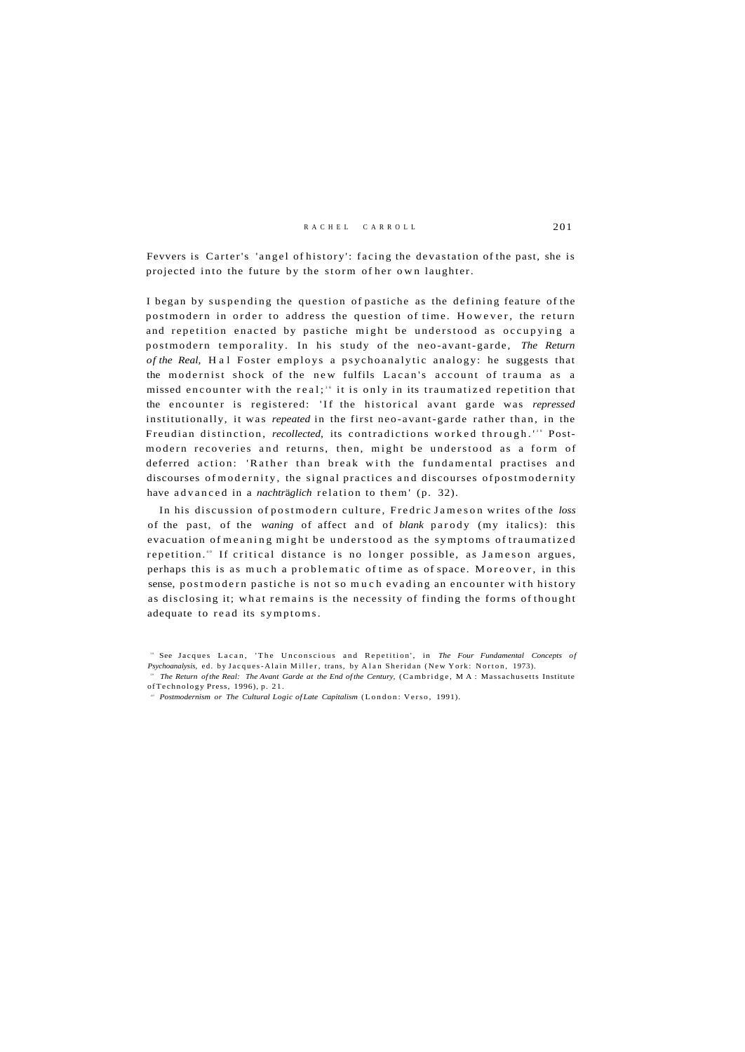Fevvers is Carter's 'angel of history': facing the devastation of the past, she is projected into the future by the storm of her own laughter.

I began by suspending the question of pastiche as the defining feature of the postmodern in order to address the question of time. However, the return and repetition enacted by pastiche might be understood as occupying a postmodern temporality. In his study of the neo-avant-garde, *The Return of the Real,* Hal Foster employs a psychoanalytic analogy: he suggests that the modernist shock of the new fulfils Lacan's account of trauma as a missed encounter with the real;[38] it is only in its traumatized repetition that the encounter is registered: 'If the historical avant garde was *repressed* institutionally, it was *repeated* in the first neo-avant-garde rather than, in the Freudian distinction, *recollected,* its contradictions worked through.'[39] Post-modern recoveries and returns, then, might be understood as a form of deferred action: 'Rather than break with the fundamental practises and discourses of modernity, the signal practices and discourses of postmodernity have advanced in a *nachträglich* relation to them' (p. 32).

In his discussion of postmodern culture, Fredric Jameson writes of the *loss* of the past, of the *waning* of affect and of *blank* parody (my italics): this evacuation of meaning might be understood as the symptoms of traumatized repetition.[40] If critical distance is no longer possible, as Jameson argues, perhaps this is as much a problematic of time as of space. Moreover, in this sense, postmodern pastiche is not so much evading an encounter with history as disclosing it; what remains is the necessity of finding the forms of thought adequate to read its symptoms.

[38] See Jacques Lacan, 'The Unconscious and Repetition', in *The Four Fundamental Concepts of Psychoanalysis,* ed. by Jacques-Alain Miller, trans, by Alan Sheridan (New York: Norton, 1973).

[39] *The Return of the Real: The Avant Garde at the End of the Century,* (Cambridge, MA: Massachusetts Institute of Technology Press, 1996), p. 21.

[40] *Postmodernism or The Cultural Logic of Late Capitalism* (London: Verso, 1991).